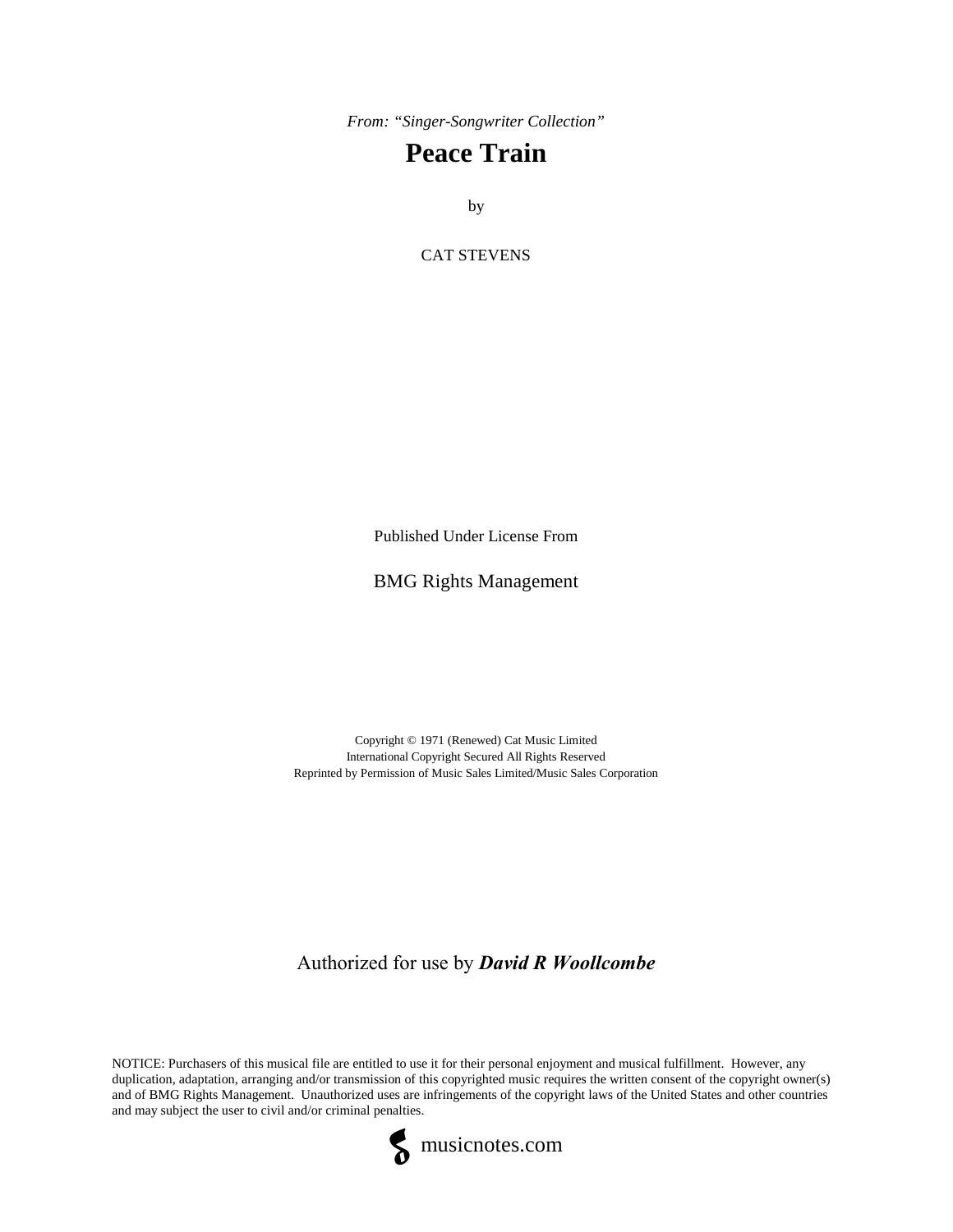*From: "Singer-Songwriter Collection"*

# Peace Train

by

CAT STEVENS

Published Under License From

BMG Rights Management

Copyright © 1971 (Renewed) Cat Music Limited
International Copyright Secured All Rights Reserved
Reprinted by Permission of Music Sales Limited/Music Sales Corporation

Authorized for use by ***David R Woollcombe***

NOTICE: Purchasers of this musical file are entitled to use it for their personal enjoyment and musical fulfillment. However, any duplication, adaptation, arranging and/or transmission of this copyrighted music requires the written consent of the copyright owner(s) and of BMG Rights Management. Unauthorized uses are infringements of the copyright laws of the United States and other countries and may subject the user to civil and/or criminal penalties.

musicnotes.com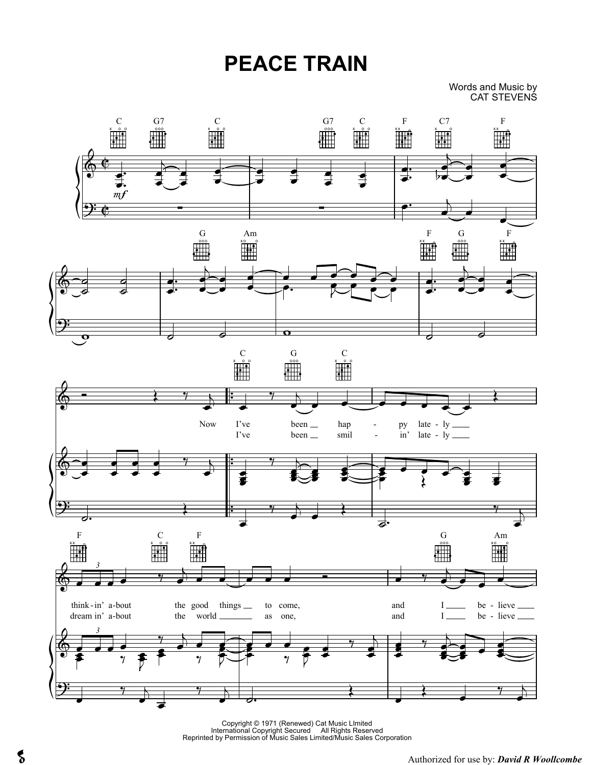# PEACE TRAIN

Words and Music by
CAT STEVENS

Now I've been hap - py late - ly think - in' a - bout the good things to come, and I be - lieve
I've been smil - in' late - ly dream in' a - bout the world as one, and I be - lieve

Copyright © 1971 (Renewed) Cat Music Limited
International Copyright Secured All Rights Reserved
Reprinted by Permission of Music Sales Limited/Music Sales Corporation

Authorized for use by: *David R Woollcombe*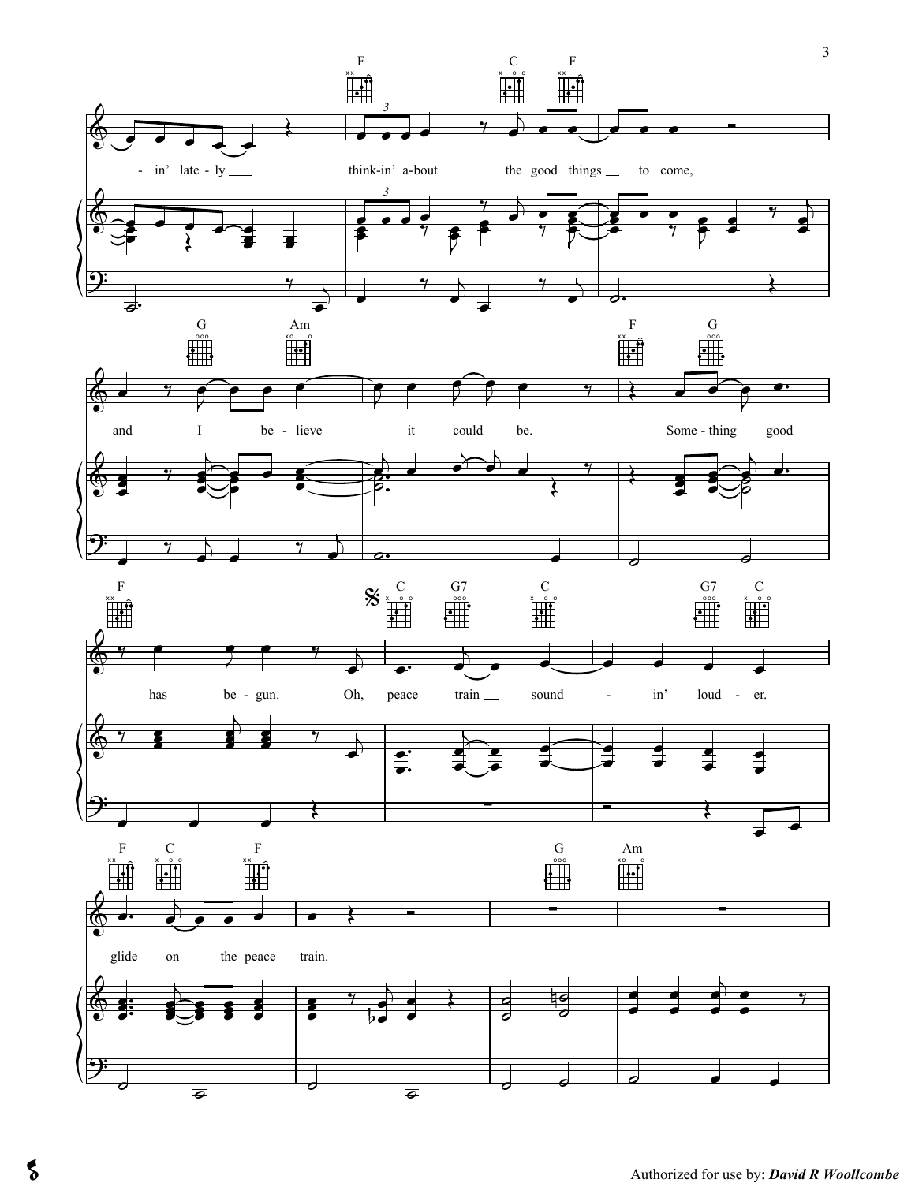-in' late-ly think-in' a-bout the good things to come,

and I be-lieve it could be. Some-thing good

has be-gun. Oh, peace train sound-in' loud-er.

glide on the peace train.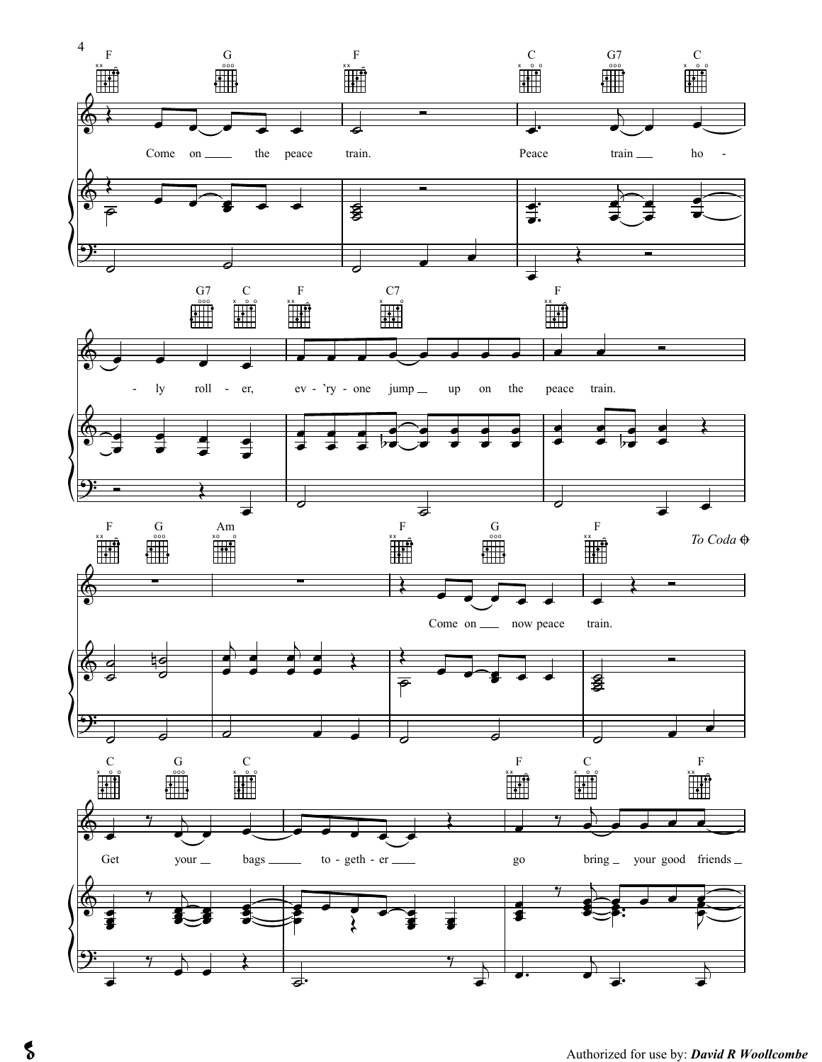Authorized for use by: ***David R Woollcombe***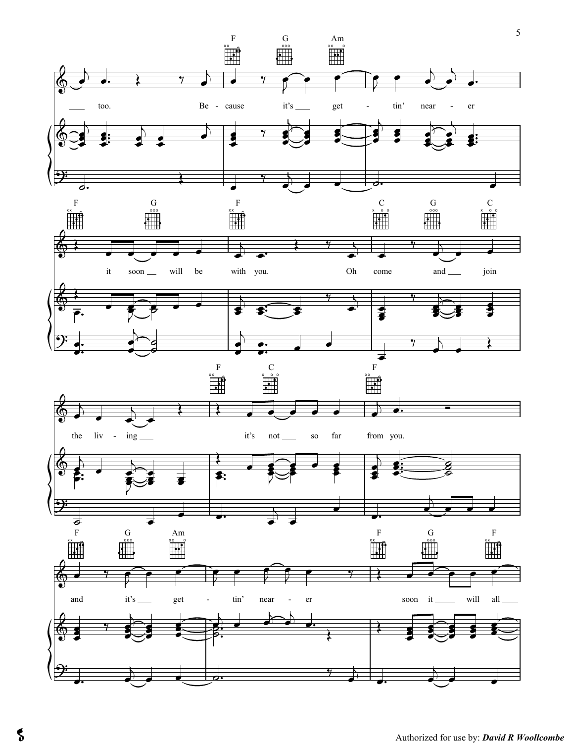too. Because it's get - tin' near - er

it soon will be with you. Oh come and join

the liv - ing it's not so far from you.

and it's get - tin' near - er soon it will all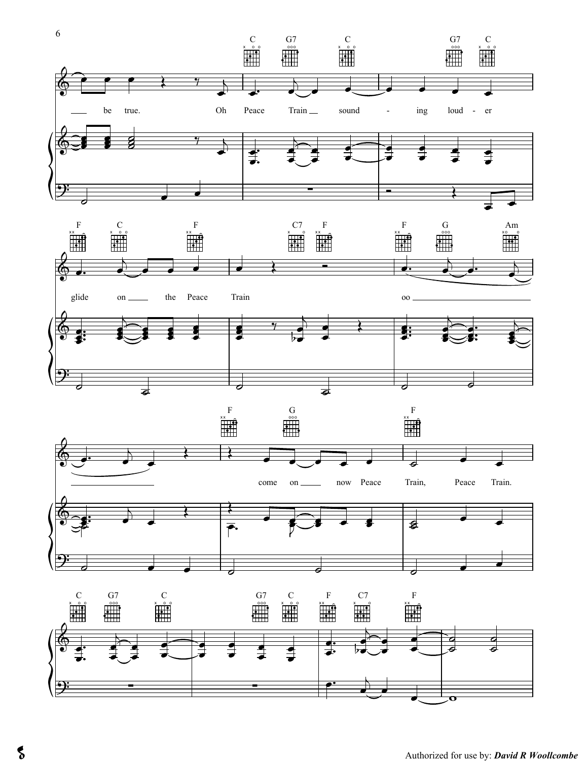C G7 C G7 C

be true. Oh Peace Train sound - ing loud - er

F C F C7 F F G Am

glide on the Peace Train oo

F G F

come on now Peace Train, Peace Train.

C G7 C G7 C F C7 F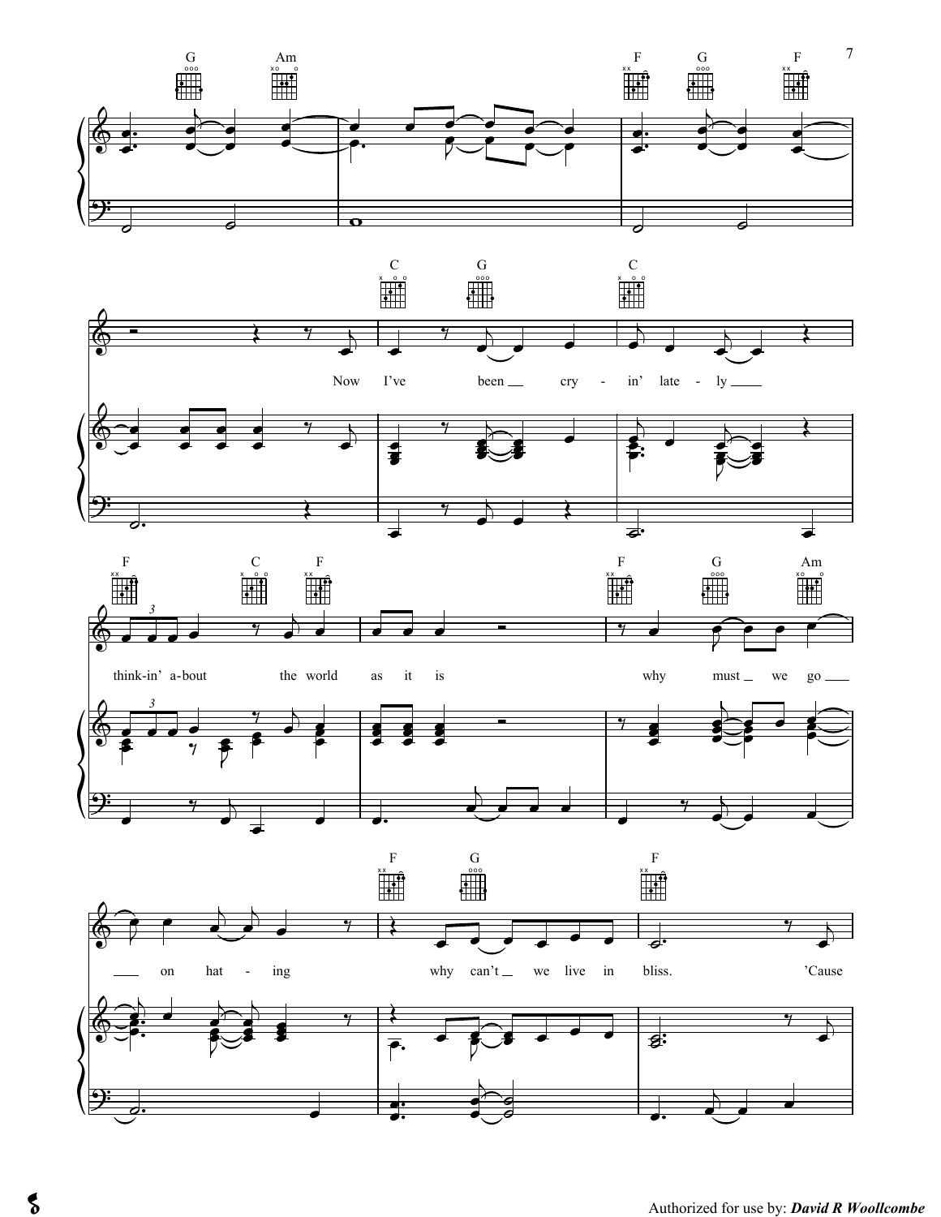Now I've been cry - in' late - ly

think - in' a - bout the world as it is

why must we go on hat - ing

why can't we live in bliss. 'Cause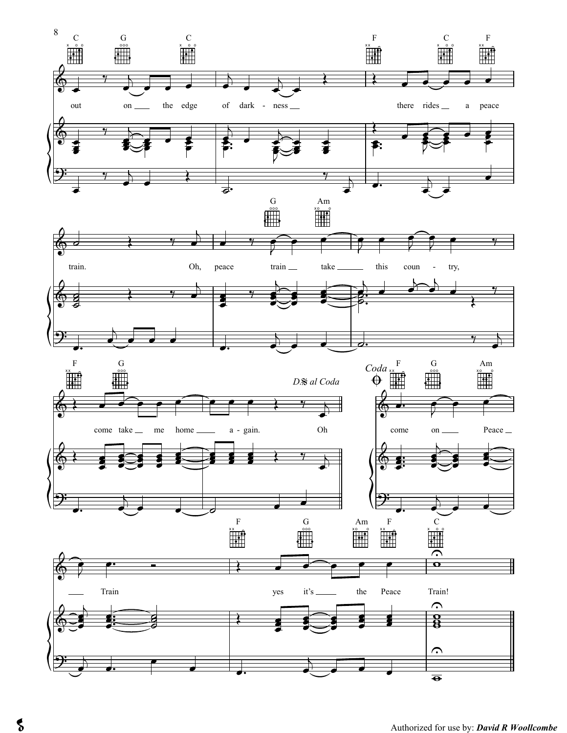out on the edge of dark - ness there rides a peace

train. Oh, peace train take this coun - try,

come take me home a - gain. Oh

*D.S. al Coda*

*Coda*

come on Peace

Train yes it's the Peace Train!